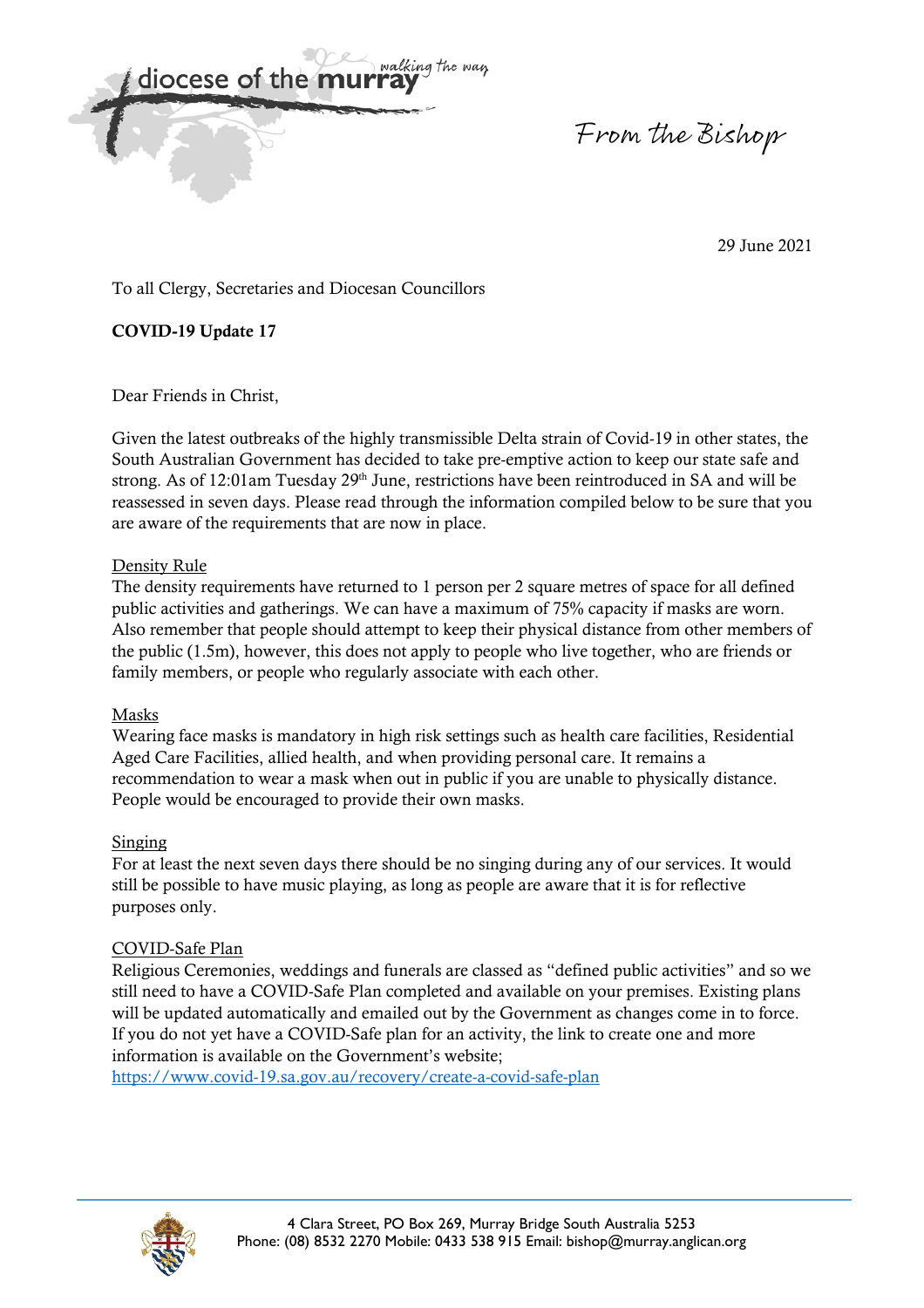diocese of the murray — walking the way

From the Bishop

29 June 2021

To all Clergy, Secretaries and Diocesan Councillors

**COVID-19 Update 17**

Dear Friends in Christ,

Given the latest outbreaks of the highly transmissible Delta strain of Covid-19 in other states, the South Australian Government has decided to take pre-emptive action to keep our state safe and strong. As of 12:01am Tuesday 29th June, restrictions have been reintroduced in SA and will be reassessed in seven days. Please read through the information compiled below to be sure that you are aware of the requirements that are now in place.

Density Rule

The density requirements have returned to 1 person per 2 square metres of space for all defined public activities and gatherings. We can have a maximum of 75% capacity if masks are worn. Also remember that people should attempt to keep their physical distance from other members of the public (1.5m), however, this does not apply to people who live together, who are friends or family members, or people who regularly associate with each other.

Masks

Wearing face masks is mandatory in high risk settings such as health care facilities, Residential Aged Care Facilities, allied health, and when providing personal care. It remains a recommendation to wear a mask when out in public if you are unable to physically distance. People would be encouraged to provide their own masks.

Singing

For at least the next seven days there should be no singing during any of our services. It would still be possible to have music playing, as long as people are aware that it is for reflective purposes only.

COVID-Safe Plan

Religious Ceremonies, weddings and funerals are classed as "defined public activities" and so we still need to have a COVID-Safe Plan completed and available on your premises. Existing plans will be updated automatically and emailed out by the Government as changes come in to force. If you do not yet have a COVID-Safe plan for an activity, the link to create one and more information is available on the Government's website;
https://www.covid-19.sa.gov.au/recovery/create-a-covid-safe-plan

4 Clara Street, PO Box 269, Murray Bridge South Australia 5253
Phone: (08) 8532 2270 Mobile: 0433 538 915 Email: bishop@murray.anglican.org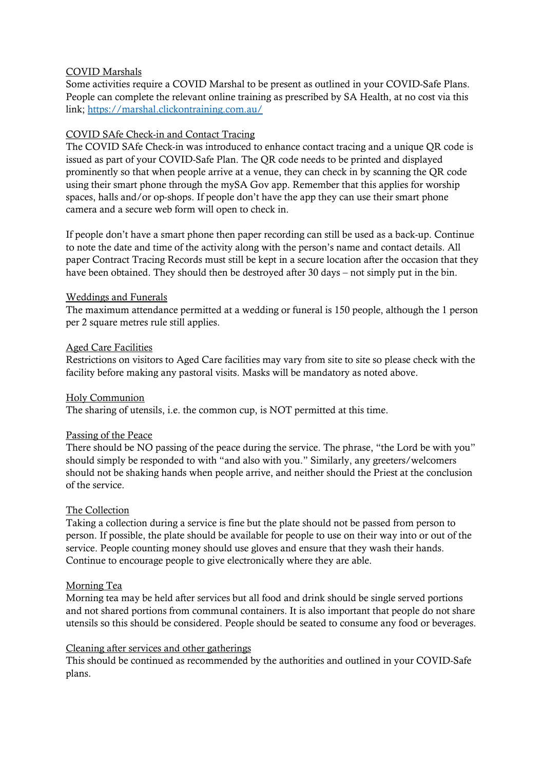## COVID Marshals

Some activities require a COVID Marshal to be present as outlined in your COVID-Safe Plans. People can complete the relevant online training as prescribed by SA Health, at no cost via this link; https://marshal.clickontraining.com.au/

## COVID SAfe Check-in and Contact Tracing

The COVID SAfe Check-in was introduced to enhance contact tracing and a unique QR code is issued as part of your COVID-Safe Plan. The QR code needs to be printed and displayed prominently so that when people arrive at a venue, they can check in by scanning the QR code using their smart phone through the mySA Gov app. Remember that this applies for worship spaces, halls and/or op-shops. If people don't have the app they can use their smart phone camera and a secure web form will open to check in.

If people don't have a smart phone then paper recording can still be used as a back-up. Continue to note the date and time of the activity along with the person's name and contact details. All paper Contract Tracing Records must still be kept in a secure location after the occasion that they have been obtained. They should then be destroyed after 30 days – not simply put in the bin.

## Weddings and Funerals

The maximum attendance permitted at a wedding or funeral is 150 people, although the 1 person per 2 square metres rule still applies.

## Aged Care Facilities

Restrictions on visitors to Aged Care facilities may vary from site to site so please check with the facility before making any pastoral visits. Masks will be mandatory as noted above.

## Holy Communion

The sharing of utensils, i.e. the common cup, is NOT permitted at this time.

## Passing of the Peace

There should be NO passing of the peace during the service. The phrase, "the Lord be with you" should simply be responded to with "and also with you." Similarly, any greeters/welcomers should not be shaking hands when people arrive, and neither should the Priest at the conclusion of the service.

## The Collection

Taking a collection during a service is fine but the plate should not be passed from person to person. If possible, the plate should be available for people to use on their way into or out of the service. People counting money should use gloves and ensure that they wash their hands. Continue to encourage people to give electronically where they are able.

## Morning Tea

Morning tea may be held after services but all food and drink should be single served portions and not shared portions from communal containers. It is also important that people do not share utensils so this should be considered. People should be seated to consume any food or beverages.

## Cleaning after services and other gatherings

This should be continued as recommended by the authorities and outlined in your COVID-Safe plans.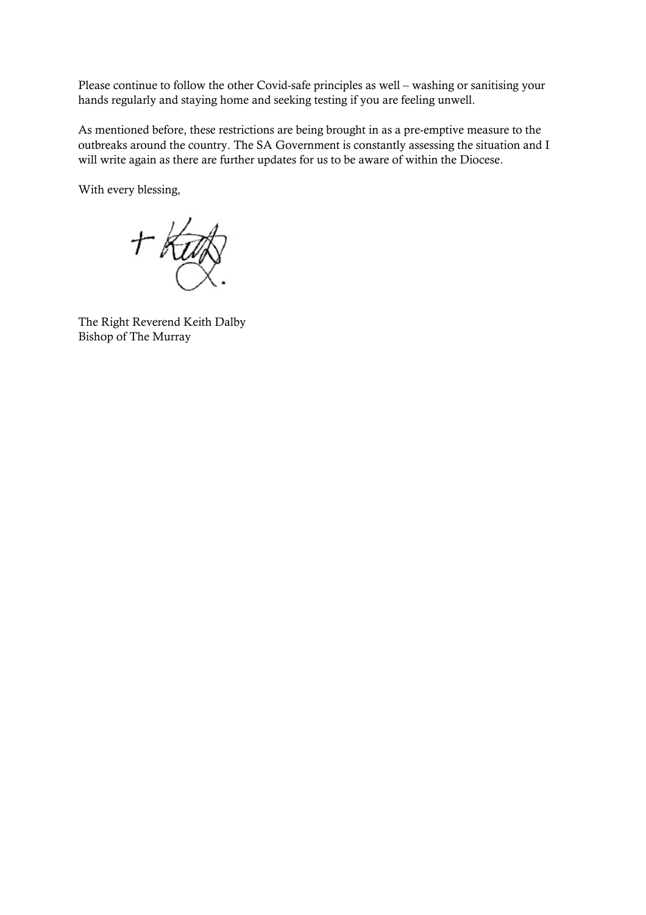Please continue to follow the other Covid-safe principles as well – washing or sanitising your hands regularly and staying home and seeking testing if you are feeling unwell.

As mentioned before, these restrictions are being brought in as a pre-emptive measure to the outbreaks around the country. The SA Government is constantly assessing the situation and I will write again as there are further updates for us to be aware of within the Diocese.

With every blessing,

The Right Reverend Keith Dalby
Bishop of The Murray